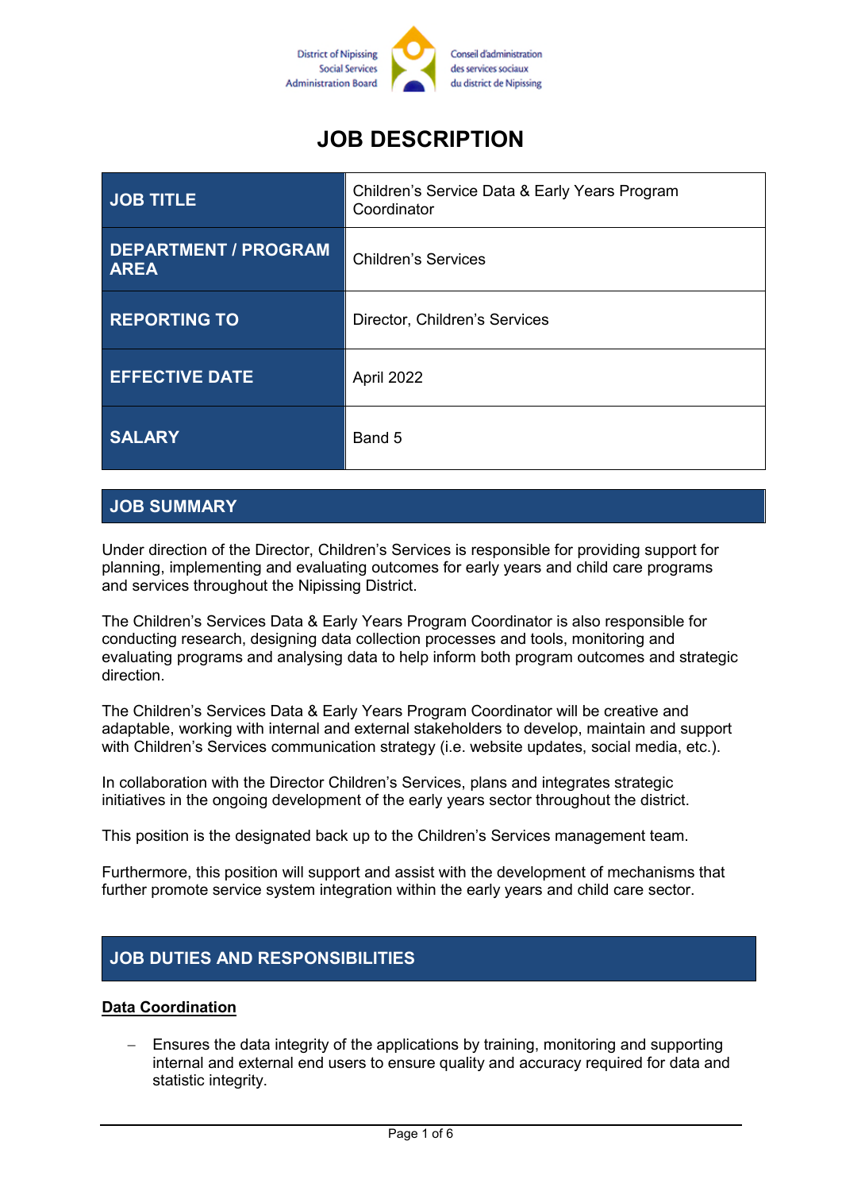District of Nipissing Social Services Administration Board | Conseil d'administration des services sociaux du district de Nipissing

# JOB DESCRIPTION

| | |
|---|---|
| **JOB TITLE** | Children's Service Data & Early Years Program Coordinator |
| **DEPARTMENT / PROGRAM AREA** | Children's Services |
| **REPORTING TO** | Director, Children's Services |
| **EFFECTIVE DATE** | April 2022 |
| **SALARY** | Band 5 |

## JOB SUMMARY

Under direction of the Director, Children's Services is responsible for providing support for planning, implementing and evaluating outcomes for early years and child care programs and services throughout the Nipissing District.

The Children's Services Data & Early Years Program Coordinator is also responsible for conducting research, designing data collection processes and tools, monitoring and evaluating programs and analysing data to help inform both program outcomes and strategic direction.

The Children's Services Data & Early Years Program Coordinator will be creative and adaptable, working with internal and external stakeholders to develop, maintain and support with Children's Services communication strategy (i.e. website updates, social media, etc.).

In collaboration with the Director Children's Services, plans and integrates strategic initiatives in the ongoing development of the early years sector throughout the district.

This position is the designated back up to the Children's Services management team.

Furthermore, this position will support and assist with the development of mechanisms that further promote service system integration within the early years and child care sector.

## JOB DUTIES AND RESPONSIBILITIES

**Data Coordination**

- Ensures the data integrity of the applications by training, monitoring and supporting internal and external end users to ensure quality and accuracy required for data and statistic integrity.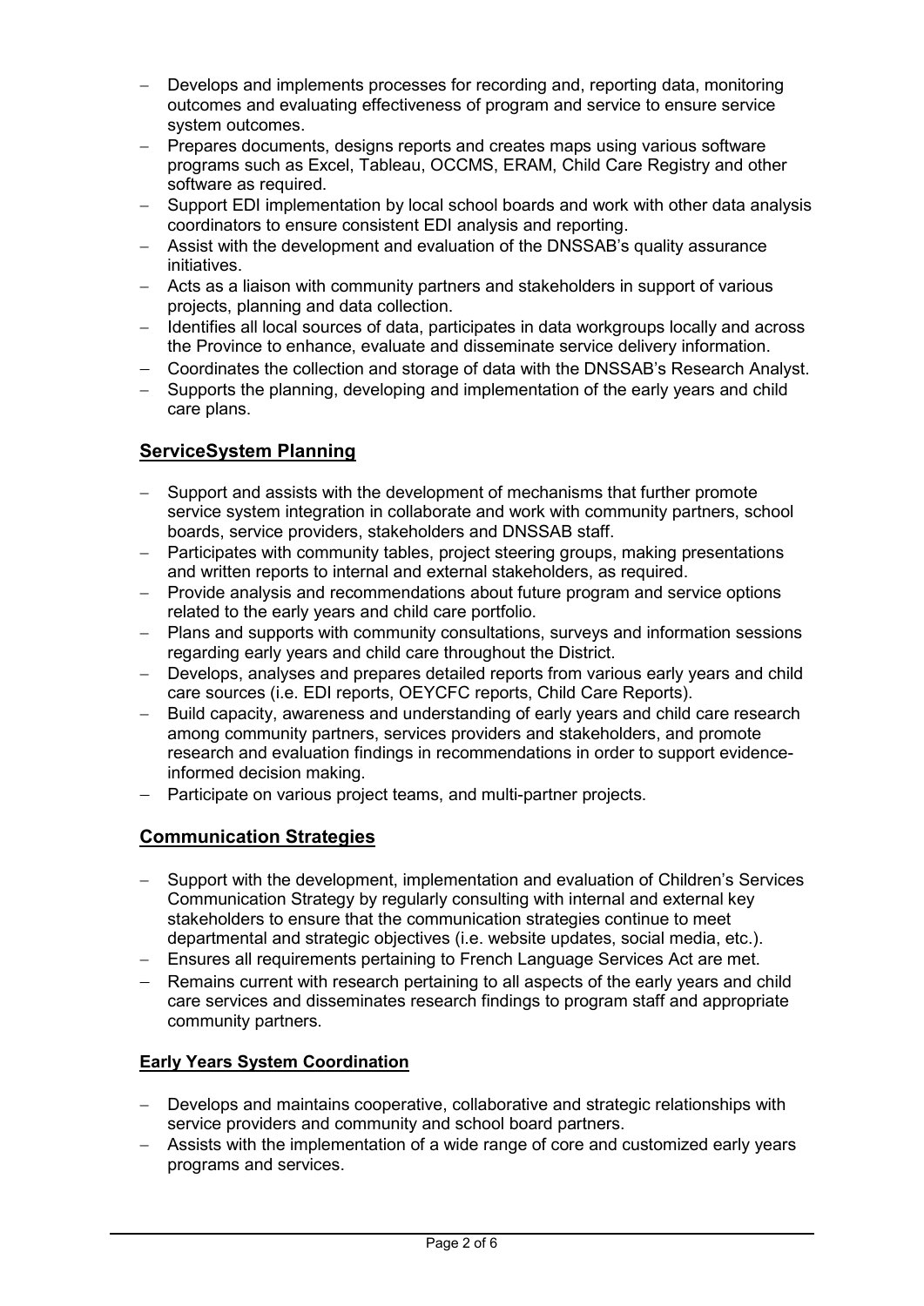- Develops and implements processes for recording and, reporting data, monitoring outcomes and evaluating effectiveness of program and service to ensure service system outcomes.
- Prepares documents, designs reports and creates maps using various software programs such as Excel, Tableau, OCCMS, ERAM, Child Care Registry and other software as required.
- Support EDI implementation by local school boards and work with other data analysis coordinators to ensure consistent EDI analysis and reporting.
- Assist with the development and evaluation of the DNSSAB's quality assurance initiatives.
- Acts as a liaison with community partners and stakeholders in support of various projects, planning and data collection.
- Identifies all local sources of data, participates in data workgroups locally and across the Province to enhance, evaluate and disseminate service delivery information.
- Coordinates the collection and storage of data with the DNSSAB's Research Analyst.
- Supports the planning, developing and implementation of the early years and child care plans.

## ServiceSystem Planning

- Support and assists with the development of mechanisms that further promote service system integration in collaborate and work with community partners, school boards, service providers, stakeholders and DNSSAB staff.
- Participates with community tables, project steering groups, making presentations and written reports to internal and external stakeholders, as required.
- Provide analysis and recommendations about future program and service options related to the early years and child care portfolio.
- Plans and supports with community consultations, surveys and information sessions regarding early years and child care throughout the District.
- Develops, analyses and prepares detailed reports from various early years and child care sources (i.e. EDI reports, OEYCFC reports, Child Care Reports).
- Build capacity, awareness and understanding of early years and child care research among community partners, services providers and stakeholders, and promote research and evaluation findings in recommendations in order to support evidence-informed decision making.
- Participate on various project teams, and multi-partner projects.

## Communication Strategies

- Support with the development, implementation and evaluation of Children's Services Communication Strategy by regularly consulting with internal and external key stakeholders to ensure that the communication strategies continue to meet departmental and strategic objectives (i.e. website updates, social media, etc.).
- Ensures all requirements pertaining to French Language Services Act are met.
- Remains current with research pertaining to all aspects of the early years and child care services and disseminates research findings to program staff and appropriate community partners.

### Early Years System Coordination

- Develops and maintains cooperative, collaborative and strategic relationships with service providers and community and school board partners.
- Assists with the implementation of a wide range of core and customized early years programs and services.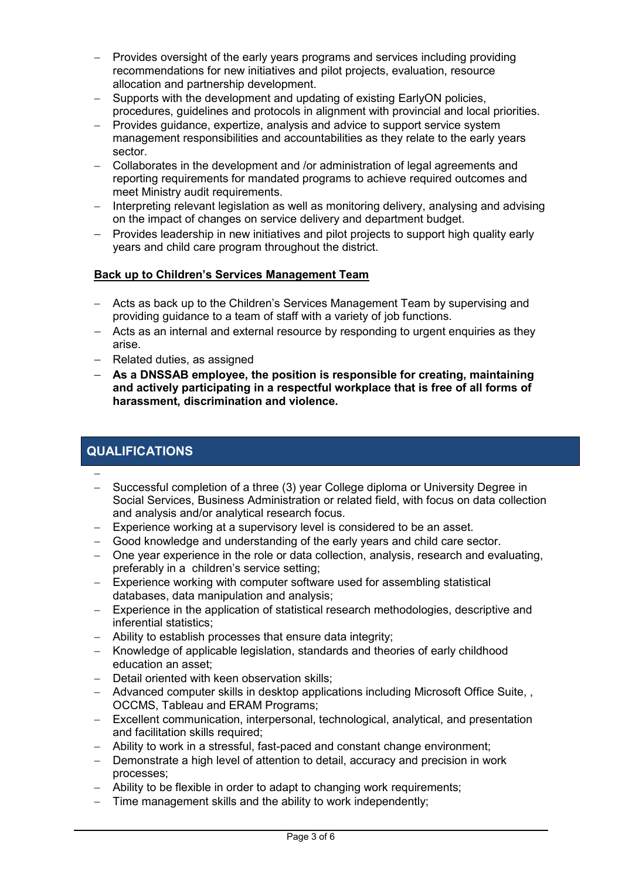- Provides oversight of the early years programs and services including providing recommendations for new initiatives and pilot projects, evaluation, resource allocation and partnership development.
- Supports with the development and updating of existing EarlyON policies, procedures, guidelines and protocols in alignment with provincial and local priorities.
- Provides guidance, expertize, analysis and advice to support service system management responsibilities and accountabilities as they relate to the early years sector.
- Collaborates in the development and /or administration of legal agreements and reporting requirements for mandated programs to achieve required outcomes and meet Ministry audit requirements.
- Interpreting relevant legislation as well as monitoring delivery, analysing and advising on the impact of changes on service delivery and department budget.
- Provides leadership in new initiatives and pilot projects to support high quality early years and child care program throughout the district.

**Back up to Children's Services Management Team**

- Acts as back up to the Children's Services Management Team by supervising and providing guidance to a team of staff with a variety of job functions.
- Acts as an internal and external resource by responding to urgent enquiries as they arise.
- Related duties, as assigned
- **As a DNSSAB employee, the position is responsible for creating, maintaining and actively participating in a respectful workplace that is free of all forms of harassment, discrimination and violence.**

## QUALIFICATIONS

- Successful completion of a three (3) year College diploma or University Degree in Social Services, Business Administration or related field, with focus on data collection and analysis and/or analytical research focus.
- Experience working at a supervisory level is considered to be an asset.
- Good knowledge and understanding of the early years and child care sector.
- One year experience in the role or data collection, analysis, research and evaluating, preferably in a children's service setting;
- Experience working with computer software used for assembling statistical databases, data manipulation and analysis;
- Experience in the application of statistical research methodologies, descriptive and inferential statistics;
- Ability to establish processes that ensure data integrity;
- Knowledge of applicable legislation, standards and theories of early childhood education an asset;
- Detail oriented with keen observation skills;
- Advanced computer skills in desktop applications including Microsoft Office Suite, , OCCMS, Tableau and ERAM Programs;
- Excellent communication, interpersonal, technological, analytical, and presentation and facilitation skills required;
- Ability to work in a stressful, fast-paced and constant change environment;
- Demonstrate a high level of attention to detail, accuracy and precision in work processes;
- Ability to be flexible in order to adapt to changing work requirements;
- Time management skills and the ability to work independently;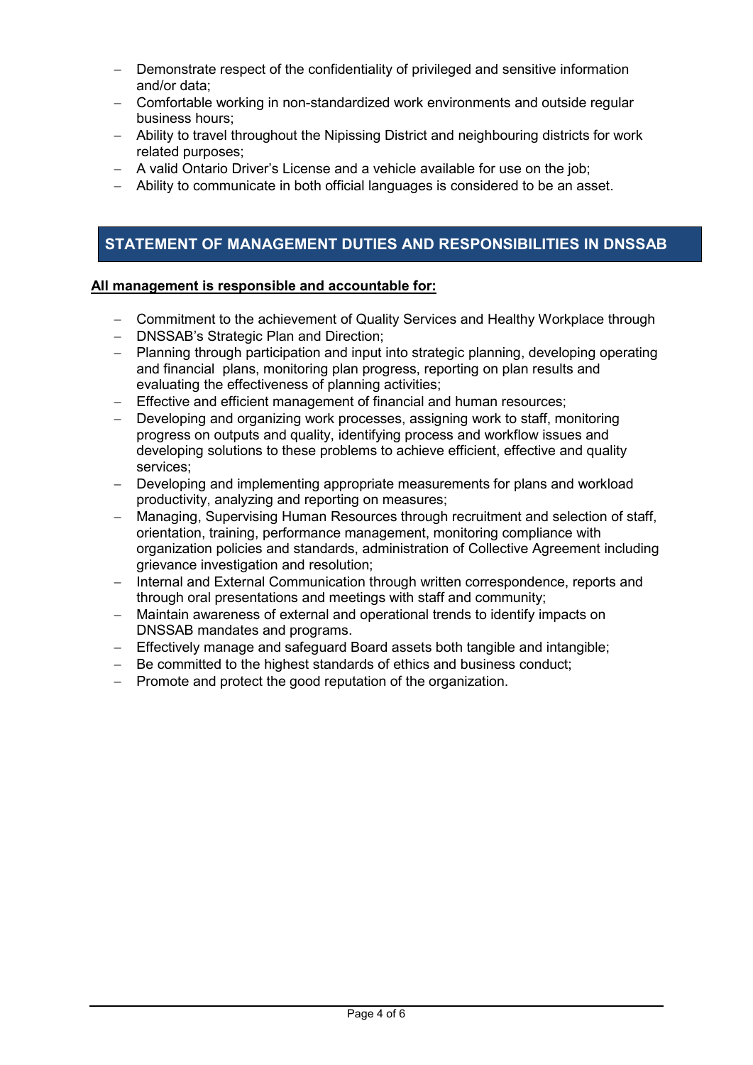- Demonstrate respect of the confidentiality of privileged and sensitive information and/or data;
- Comfortable working in non-standardized work environments and outside regular business hours;
- Ability to travel throughout the Nipissing District and neighbouring districts for work related purposes;
- A valid Ontario Driver's License and a vehicle available for use on the job;
- Ability to communicate in both official languages is considered to be an asset.

## STATEMENT OF MANAGEMENT DUTIES AND RESPONSIBILITIES IN DNSSAB

**All management is responsible and accountable for:**

- Commitment to the achievement of Quality Services and Healthy Workplace through
- DNSSAB's Strategic Plan and Direction;
- Planning through participation and input into strategic planning, developing operating and financial plans, monitoring plan progress, reporting on plan results and evaluating the effectiveness of planning activities;
- Effective and efficient management of financial and human resources;
- Developing and organizing work processes, assigning work to staff, monitoring progress on outputs and quality, identifying process and workflow issues and developing solutions to these problems to achieve efficient, effective and quality services;
- Developing and implementing appropriate measurements for plans and workload productivity, analyzing and reporting on measures;
- Managing, Supervising Human Resources through recruitment and selection of staff, orientation, training, performance management, monitoring compliance with organization policies and standards, administration of Collective Agreement including grievance investigation and resolution;
- Internal and External Communication through written correspondence, reports and through oral presentations and meetings with staff and community;
- Maintain awareness of external and operational trends to identify impacts on DNSSAB mandates and programs.
- Effectively manage and safeguard Board assets both tangible and intangible;
- Be committed to the highest standards of ethics and business conduct;
- Promote and protect the good reputation of the organization.